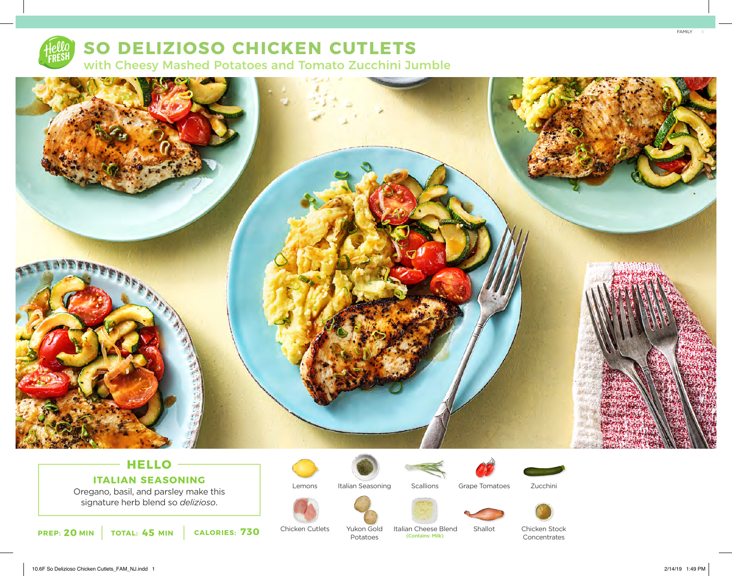# SO DELIZIOSO CHICKEN CUTLETS

## with Cheesy Mashed Potatoes and Tomato Zucchini Jumble

FAMILY

### HELLO

**ITALIAN SEASONING**

Oregano, basil, and parsley make this signature herb blend so *delizioso*.

**PREP:** 20 MIN | **TOTAL:** 45 MIN | **CALORIES:** 730

- Lemons
- Italian Seasoning
- Scallions
- Grape Tomatoes
- Zucchini
- Chicken Cutlets
- Yukon Gold Potatoes
- Italian Cheese Blend (Contains: Milk)
- Shallot
- Chicken Stock Concentrates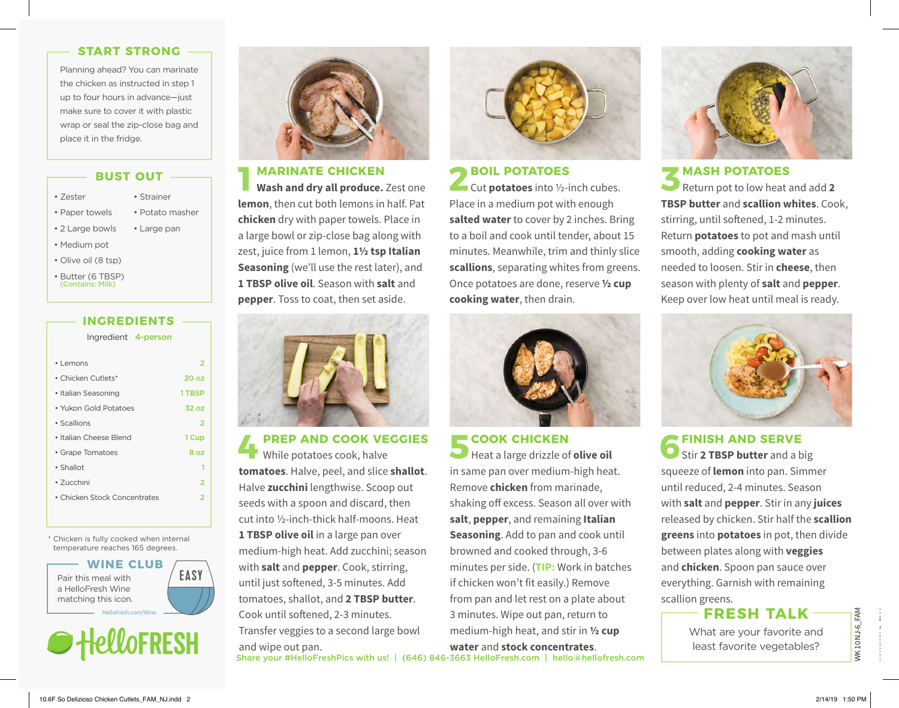## START STRONG

Planning ahead? You can marinate the chicken as instructed in step 1 up to four hours in advance—just make sure to cover it with plastic wrap or seal the zip-close bag and place it in the fridge.

## BUST OUT

- Zester
- Paper towels
- 2 Large bowls
- Medium pot
- Olive oil (8 tsp)
- Butter (6 TBSP) (Contains: Milk)
- Strainer
- Potato masher
- Large pan

## INGREDIENTS

| Ingredient | 4-person |
|---|---|
| Lemons | 2 |
| Chicken Cutlets* | 20 oz |
| Italian Seasoning | 1 TBSP |
| Yukon Gold Potatoes | 32 oz |
| Scallions | 2 |
| Italian Cheese Blend | 1 Cup |
| Grape Tomatoes | 8 oz |
| Shallot | 1 |
| Zucchini | 2 |
| Chicken Stock Concentrates | 2 |

\* Chicken is fully cooked when internal temperature reaches 165 degrees.

## WINE CLUB

Pair this meal with a HelloFresh Wine matching this icon.

EASY

HelloFresh.com/Wine

HelloFRESH

## 1 MARINATE CHICKEN

**Wash and dry all produce.** Zest one **lemon**, then cut both lemons in half. Pat **chicken** dry with paper towels. Place in a large bowl or zip-close bag along with zest, juice from 1 lemon, **1½ tsp Italian Seasoning** (we'll use the rest later), and **1 TBSP olive oil**. Season with **salt** and **pepper**. Toss to coat, then set aside.

## 2 BOIL POTATOES

Cut **potatoes** into ½-inch cubes. Place in a medium pot with enough **salted water** to cover by 2 inches. Bring to a boil and cook until tender, about 15 minutes. Meanwhile, trim and thinly slice **scallions**, separating whites from greens. Once potatoes are done, reserve **½ cup cooking water**, then drain.

## 3 MASH POTATOES

Return pot to low heat and add **2 TBSP butter** and **scallion whites**. Cook, stirring, until softened, 1-2 minutes. Return **potatoes** to pot and mash until smooth, adding **cooking water** as needed to loosen. Stir in **cheese**, then season with plenty of **salt** and **pepper**. Keep over low heat until meal is ready.

## 4 PREP AND COOK VEGGIES

While potatoes cook, halve **tomatoes**. Halve, peel, and slice **shallot**. Halve **zucchini** lengthwise. Scoop out seeds with a spoon and discard, then cut into ½-inch-thick half-moons. Heat **1 TBSP olive oil** in a large pan over medium-high heat. Add zucchini; season with **salt** and **pepper**. Cook, stirring, until just softened, 3-5 minutes. Add tomatoes, shallot, and **2 TBSP butter**. Cook until softened, 2-3 minutes. Transfer veggies to a second large bowl and wipe out pan.

## 5 COOK CHICKEN

Heat a large drizzle of **olive oil** in same pan over medium-high heat. Remove **chicken** from marinade, shaking off excess. Season all over with **salt**, **pepper**, and remaining **Italian Seasoning**. Add to pan and cook until browned and cooked through, 3-6 minutes per side. (**TIP:** Work in batches if chicken won't fit easily.) Remove from pan and let rest on a plate about 3 minutes. Wipe out pan, return to medium-high heat, and stir in **½ cup water** and **stock concentrates**.

## 6 FINISH AND SERVE

Stir **2 TBSP butter** and a big squeeze of **lemon** into pan. Simmer until reduced, 2-4 minutes. Season with **salt** and **pepper**. Stir in any **juices** released by chicken. Stir half the **scallion greens** into **potatoes** in pot, then divide between plates along with **veggies** and **chicken**. Spoon pan sauce over everything. Garnish with remaining scallion greens.

## FRESH TALK

What are your favorite and least favorite vegetables?

Share your #HelloFreshPics with us! | (646) 846-3663 HelloFresh.com | hello@hellofresh.com

WK10NJ-6_FAM